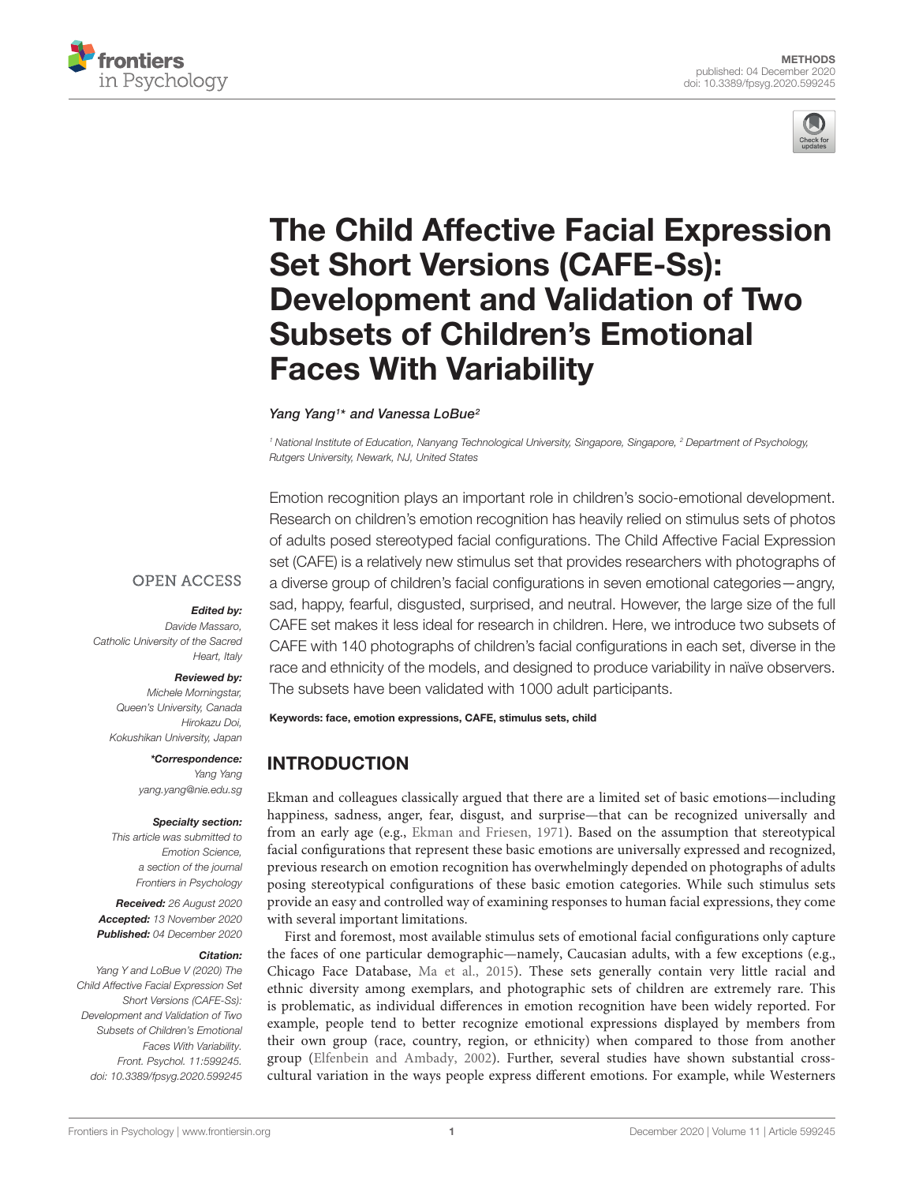METHODS
published: 04 December 2020
doi: 10.3389/fpsyg.2020.599245

# The Child Affective Facial Expression Set Short Versions (CAFE-Ss): Development and Validation of Two Subsets of Children's Emotional Faces With Variability

*Yang Yang[1]\* and Vanessa LoBue[2]*

[1] National Institute of Education, Nanyang Technological University, Singapore, Singapore, [2] Department of Psychology, Rutgers University, Newark, NJ, United States

OPEN ACCESS

***Edited by:***
*Davide Massaro,*
*Catholic University of the Sacred Heart, Italy*

***Reviewed by:***
*Michele Morningstar,*
*Queen's University, Canada*
*Hirokazu Doi,*
*Kokushikan University, Japan*

***\*Correspondence:***
*Yang Yang*
*yang.yang@nie.edu.sg*

***Specialty section:***
*This article was submitted to Emotion Science, a section of the journal Frontiers in Psychology*

***Received:*** *26 August 2020*
***Accepted:*** *13 November 2020*
***Published:*** *04 December 2020*

***Citation:***
*Yang Y and LoBue V (2020) The Child Affective Facial Expression Set Short Versions (CAFE-Ss): Development and Validation of Two Subsets of Children's Emotional Faces With Variability. Front. Psychol. 11:599245. doi: 10.3389/fpsyg.2020.599245*

Emotion recognition plays an important role in children's socio-emotional development. Research on children's emotion recognition has heavily relied on stimulus sets of photos of adults posed stereotyped facial configurations. The Child Affective Facial Expression set (CAFE) is a relatively new stimulus set that provides researchers with photographs of a diverse group of children's facial configurations in seven emotional categories—angry, sad, happy, fearful, disgusted, surprised, and neutral. However, the large size of the full CAFE set makes it less ideal for research in children. Here, we introduce two subsets of CAFE with 140 photographs of children's facial configurations in each set, diverse in the race and ethnicity of the models, and designed to produce variability in naïve observers. The subsets have been validated with 1000 adult participants.

**Keywords: face, emotion expressions, CAFE, stimulus sets, child**

## INTRODUCTION

Ekman and colleagues classically argued that there are a limited set of basic emotions—including happiness, sadness, anger, fear, disgust, and surprise—that can be recognized universally and from an early age (e.g., Ekman and Friesen, 1971). Based on the assumption that stereotypical facial configurations that represent these basic emotions are universally expressed and recognized, previous research on emotion recognition has overwhelmingly depended on photographs of adults posing stereotypical configurations of these basic emotion categories. While such stimulus sets provide an easy and controlled way of examining responses to human facial expressions, they come with several important limitations.

First and foremost, most available stimulus sets of emotional facial configurations only capture the faces of one particular demographic—namely, Caucasian adults, with a few exceptions (e.g., Chicago Face Database, Ma et al., 2015). These sets generally contain very little racial and ethnic diversity among exemplars, and photographic sets of children are extremely rare. This is problematic, as individual differences in emotion recognition have been widely reported. For example, people tend to better recognize emotional expressions displayed by members from their own group (race, country, region, or ethnicity) when compared to those from another group (Elfenbein and Ambady, 2002). Further, several studies have shown substantial cross-cultural variation in the ways people express different emotions. For example, while Westerners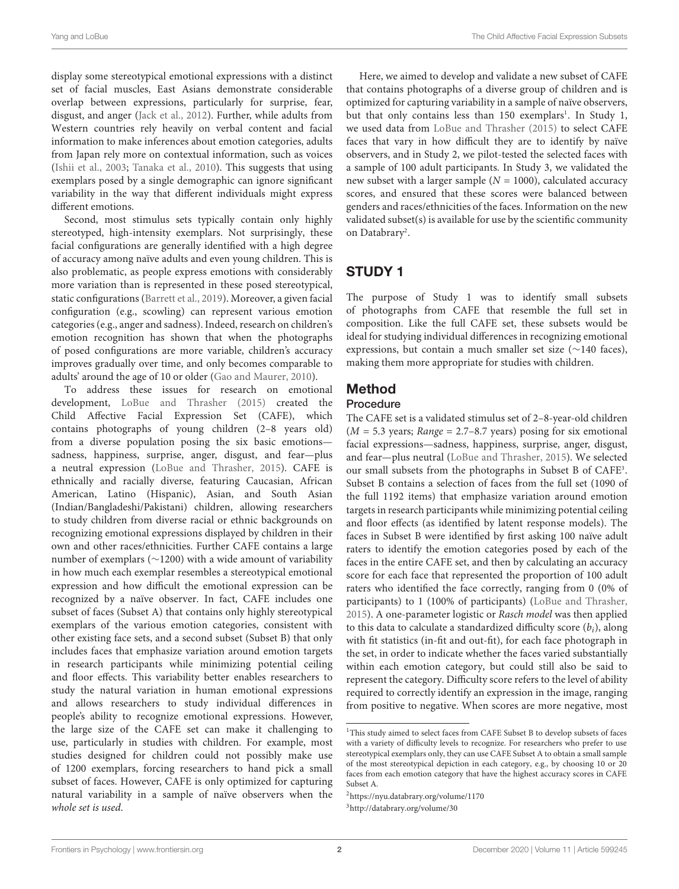display some stereotypical emotional expressions with a distinct set of facial muscles, East Asians demonstrate considerable overlap between expressions, particularly for surprise, fear, disgust, and anger (Jack et al., 2012). Further, while adults from Western countries rely heavily on verbal content and facial information to make inferences about emotion categories, adults from Japan rely more on contextual information, such as voices (Ishii et al., 2003; Tanaka et al., 2010). This suggests that using exemplars posed by a single demographic can ignore significant variability in the way that different individuals might express different emotions.

Second, most stimulus sets typically contain only highly stereotyped, high-intensity exemplars. Not surprisingly, these facial configurations are generally identified with a high degree of accuracy among naïve adults and even young children. This is also problematic, as people express emotions with considerably more variation than is represented in these posed stereotypical, static configurations (Barrett et al., 2019). Moreover, a given facial configuration (e.g., scowling) can represent various emotion categories (e.g., anger and sadness). Indeed, research on children's emotion recognition has shown that when the photographs of posed configurations are more variable, children's accuracy improves gradually over time, and only becomes comparable to adults' around the age of 10 or older (Gao and Maurer, 2010).

To address these issues for research on emotional development, LoBue and Thrasher (2015) created the Child Affective Facial Expression Set (CAFE), which contains photographs of young children (2–8 years old) from a diverse population posing the six basic emotions—sadness, happiness, surprise, anger, disgust, and fear—plus a neutral expression (LoBue and Thrasher, 2015). CAFE is ethnically and racially diverse, featuring Caucasian, African American, Latino (Hispanic), Asian, and South Asian (Indian/Bangladeshi/Pakistani) children, allowing researchers to study children from diverse racial or ethnic backgrounds on recognizing emotional expressions displayed by children in their own and other races/ethnicities. Further CAFE contains a large number of exemplars (∼1200) with a wide amount of variability in how much each exemplar resembles a stereotypical emotional expression and how difficult the emotional expression can be recognized by a naïve observer. In fact, CAFE includes one subset of faces (Subset A) that contains only highly stereotypical exemplars of the various emotion categories, consistent with other existing face sets, and a second subset (Subset B) that only includes faces that emphasize variation around emotion targets in research participants while minimizing potential ceiling and floor effects. This variability better enables researchers to study the natural variation in human emotional expressions and allows researchers to study individual differences in people's ability to recognize emotional expressions. However, the large size of the CAFE set can make it challenging to use, particularly in studies with children. For example, most studies designed for children could not possibly make use of 1200 exemplars, forcing researchers to hand pick a small subset of faces. However, CAFE is only optimized for capturing natural variability in a sample of naïve observers when the *whole set is used*.

Here, we aimed to develop and validate a new subset of CAFE that contains photographs of a diverse group of children and is optimized for capturing variability in a sample of naïve observers, but that only contains less than 150 exemplars[1]. In Study 1, we used data from LoBue and Thrasher (2015) to select CAFE faces that vary in how difficult they are to identify by naïve observers, and in Study 2, we pilot-tested the selected faces with a sample of 100 adult participants. In Study 3, we validated the new subset with a larger sample ($N$ = 1000), calculated accuracy scores, and ensured that these scores were balanced between genders and races/ethnicities of the faces. Information on the new validated subset(s) is available for use by the scientific community on Databrary[2].

## STUDY 1

The purpose of Study 1 was to identify small subsets of photographs from CAFE that resemble the full set in composition. Like the full CAFE set, these subsets would be ideal for studying individual differences in recognizing emotional expressions, but contain a much smaller set size (∼140 faces), making them more appropriate for studies with children.

## Method

### Procedure

The CAFE set is a validated stimulus set of 2–8-year-old children ($M$ = 5.3 years; *Range* = 2.7–8.7 years) posing for six emotional facial expressions—sadness, happiness, surprise, anger, disgust, and fear—plus neutral (LoBue and Thrasher, 2015). We selected our small subsets from the photographs in Subset B of CAFE[3]. Subset B contains a selection of faces from the full set (1090 of the full 1192 items) that emphasize variation around emotion targets in research participants while minimizing potential ceiling and floor effects (as identified by latent response models). The faces in Subset B were identified by first asking 100 naïve adult raters to identify the emotion categories posed by each of the faces in the entire CAFE set, and then by calculating an accuracy score for each face that represented the proportion of 100 adult raters who identified the face correctly, ranging from 0 (0% of participants) to 1 (100% of participants) (LoBue and Thrasher, 2015). A one-parameter logistic or *Rasch model* was then applied to this data to calculate a standardized difficulty score ($b_i$), along with fit statistics (in-fit and out-fit), for each face photograph in the set, in order to indicate whether the faces varied substantially within each emotion category, but could still also be said to represent the category. Difficulty score refers to the level of ability required to correctly identify an expression in the image, ranging from positive to negative. When scores are more negative, most

[1]This study aimed to select faces from CAFE Subset B to develop subsets of faces with a variety of difficulty levels to recognize. For researchers who prefer to use stereotypical exemplars only, they can use CAFE Subset A to obtain a small sample of the most stereotypical depiction in each category, e.g., by choosing 10 or 20 faces from each emotion category that have the highest accuracy scores in CAFE Subset A.

[2]https://nyu.databrary.org/volume/1170

[3]http://databrary.org/volume/30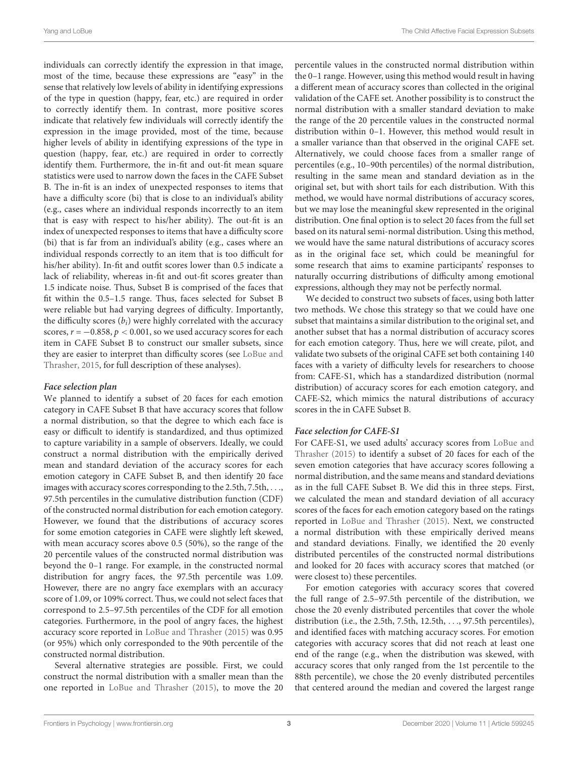individuals can correctly identify the expression in that image, most of the time, because these expressions are "easy" in the sense that relatively low levels of ability in identifying expressions of the type in question (happy, fear, etc.) are required in order to correctly identify them. In contrast, more positive scores indicate that relatively few individuals will correctly identify the expression in the image provided, most of the time, because higher levels of ability in identifying expressions of the type in question (happy, fear, etc.) are required in order to correctly identify them. Furthermore, the in-fit and out-fit mean square statistics were used to narrow down the faces in the CAFE Subset B. The in-fit is an index of unexpected responses to items that have a difficulty score (bi) that is close to an individual's ability (e.g., cases where an individual responds incorrectly to an item that is easy with respect to his/her ability). The out-fit is an index of unexpected responses to items that have a difficulty score (bi) that is far from an individual's ability (e.g., cases where an individual responds correctly to an item that is too difficult for his/her ability). In-fit and outfit scores lower than 0.5 indicate a lack of reliability, whereas in-fit and out-fit scores greater than 1.5 indicate noise. Thus, Subset B is comprised of the faces that fit within the 0.5–1.5 range. Thus, faces selected for Subset B were reliable but had varying degrees of difficulty. Importantly, the difficulty scores ($b_i$) were highly correlated with the accuracy scores, $r = -0.858$, $p < 0.001$, so we used accuracy scores for each item in CAFE Subset B to construct our smaller subsets, since they are easier to interpret than difficulty scores (see LoBue and Thrasher, 2015, for full description of these analyses).

#### *Face selection plan*

We planned to identify a subset of 20 faces for each emotion category in CAFE Subset B that have accuracy scores that follow a normal distribution, so that the degree to which each face is easy or difficult to identify is standardized, and thus optimized to capture variability in a sample of observers. Ideally, we could construct a normal distribution with the empirically derived mean and standard deviation of the accuracy scores for each emotion category in CAFE Subset B, and then identify 20 face images with accuracy scores corresponding to the 2.5th, 7.5th, . . ., 97.5th percentiles in the cumulative distribution function (CDF) of the constructed normal distribution for each emotion category. However, we found that the distributions of accuracy scores for some emotion categories in CAFE were slightly left skewed, with mean accuracy scores above 0.5 (50%), so the range of the 20 percentile values of the constructed normal distribution was beyond the 0–1 range. For example, in the constructed normal distribution for angry faces, the 97.5th percentile was 1.09. However, there are no angry face exemplars with an accuracy score of 1.09, or 109% correct. Thus, we could not select faces that correspond to 2.5–97.5th percentiles of the CDF for all emotion categories. Furthermore, in the pool of angry faces, the highest accuracy score reported in LoBue and Thrasher (2015) was 0.95 (or 95%) which only corresponded to the 90th percentile of the constructed normal distribution.

Several alternative strategies are possible. First, we could construct the normal distribution with a smaller mean than the one reported in LoBue and Thrasher (2015), to move the 20 percentile values in the constructed normal distribution within the 0–1 range. However, using this method would result in having a different mean of accuracy scores than collected in the original validation of the CAFE set. Another possibility is to construct the normal distribution with a smaller standard deviation to make the range of the 20 percentile values in the constructed normal distribution within 0–1. However, this method would result in a smaller variance than that observed in the original CAFE set. Alternatively, we could choose faces from a smaller range of percentiles (e.g., 10–90th percentiles) of the normal distribution, resulting in the same mean and standard deviation as in the original set, but with short tails for each distribution. With this method, we would have normal distributions of accuracy scores, but we may lose the meaningful skew represented in the original distribution. One final option is to select 20 faces from the full set based on its natural semi-normal distribution. Using this method, we would have the same natural distributions of accuracy scores as in the original face set, which could be meaningful for some research that aims to examine participants' responses to naturally occurring distributions of difficulty among emotional expressions, although they may not be perfectly normal.

We decided to construct two subsets of faces, using both latter two methods. We chose this strategy so that we could have one subset that maintains a similar distribution to the original set, and another subset that has a normal distribution of accuracy scores for each emotion category. Thus, here we will create, pilot, and validate two subsets of the original CAFE set both containing 140 faces with a variety of difficulty levels for researchers to choose from: CAFE-S1, which has a standardized distribution (normal distribution) of accuracy scores for each emotion category, and CAFE-S2, which mimics the natural distributions of accuracy scores in the in CAFE Subset B.

#### *Face selection for CAFE-S1*

For CAFE-S1, we used adults' accuracy scores from LoBue and Thrasher (2015) to identify a subset of 20 faces for each of the seven emotion categories that have accuracy scores following a normal distribution, and the same means and standard deviations as in the full CAFE Subset B. We did this in three steps. First, we calculated the mean and standard deviation of all accuracy scores of the faces for each emotion category based on the ratings reported in LoBue and Thrasher (2015). Next, we constructed a normal distribution with these empirically derived means and standard deviations. Finally, we identified the 20 evenly distributed percentiles of the constructed normal distributions and looked for 20 faces with accuracy scores that matched (or were closest to) these percentiles.

For emotion categories with accuracy scores that covered the full range of 2.5–97.5th percentile of the distribution, we chose the 20 evenly distributed percentiles that cover the whole distribution (i.e., the 2.5th, 7.5th, 12.5th, . . ., 97.5th percentiles), and identified faces with matching accuracy scores. For emotion categories with accuracy scores that did not reach at least one end of the range (e.g., when the distribution was skewed, with accuracy scores that only ranged from the 1st percentile to the 88th percentile), we chose the 20 evenly distributed percentiles that centered around the median and covered the largest range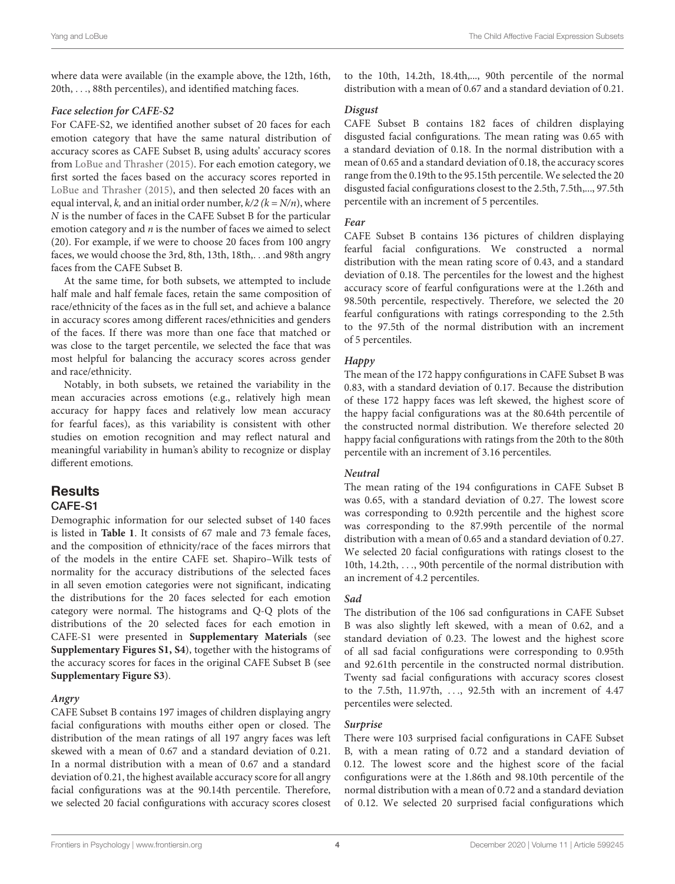where data were available (in the example above, the 12th, 16th, 20th, . . ., 88th percentiles), and identified matching faces.

#### *Face selection for CAFE-S2*

For CAFE-S2, we identified another subset of 20 faces for each emotion category that have the same natural distribution of accuracy scores as CAFE Subset B, using adults' accuracy scores from LoBue and Thrasher (2015). For each emotion category, we first sorted the faces based on the accuracy scores reported in LoBue and Thrasher (2015), and then selected 20 faces with an equal interval, $k$, and an initial order number, $k/2$ ($k = N/n$), where $N$ is the number of faces in the CAFE Subset B for the particular emotion category and $n$ is the number of faces we aimed to select (20). For example, if we were to choose 20 faces from 100 angry faces, we would choose the 3rd, 8th, 13th, 18th,. . .and 98th angry faces from the CAFE Subset B.

At the same time, for both subsets, we attempted to include half male and half female faces, retain the same composition of race/ethnicity of the faces as in the full set, and achieve a balance in accuracy scores among different races/ethnicities and genders of the faces. If there was more than one face that matched or was close to the target percentile, we selected the face that was most helpful for balancing the accuracy scores across gender and race/ethnicity.

Notably, in both subsets, we retained the variability in the mean accuracies across emotions (e.g., relatively high mean accuracy for happy faces and relatively low mean accuracy for fearful faces), as this variability is consistent with other studies on emotion recognition and may reflect natural and meaningful variability in human's ability to recognize or display different emotions.

## Results

### CAFE-S1

Demographic information for our selected subset of 140 faces is listed in **Table 1**. It consists of 67 male and 73 female faces, and the composition of ethnicity/race of the faces mirrors that of the models in the entire CAFE set. Shapiro–Wilk tests of normality for the accuracy distributions of the selected faces in all seven emotion categories were not significant, indicating the distributions for the 20 faces selected for each emotion category were normal. The histograms and Q-Q plots of the distributions of the 20 selected faces for each emotion in CAFE-S1 were presented in **Supplementary Materials** (see **Supplementary Figures S1, S4**), together with the histograms of the accuracy scores for faces in the original CAFE Subset B (see **Supplementary Figure S3**).

#### *Angry*

CAFE Subset B contains 197 images of children displaying angry facial configurations with mouths either open or closed. The distribution of the mean ratings of all 197 angry faces was left skewed with a mean of 0.67 and a standard deviation of 0.21. In a normal distribution with a mean of 0.67 and a standard deviation of 0.21, the highest available accuracy score for all angry facial configurations was at the 90.14th percentile. Therefore, we selected 20 facial configurations with accuracy scores closest to the 10th, 14.2th, 18.4th,..., 90th percentile of the normal distribution with a mean of 0.67 and a standard deviation of 0.21.

#### *Disgust*

CAFE Subset B contains 182 faces of children displaying disgusted facial configurations. The mean rating was 0.65 with a standard deviation of 0.18. In the normal distribution with a mean of 0.65 and a standard deviation of 0.18, the accuracy scores range from the 0.19th to the 95.15th percentile. We selected the 20 disgusted facial configurations closest to the 2.5th, 7.5th,..., 97.5th percentile with an increment of 5 percentiles.

#### *Fear*

CAFE Subset B contains 136 pictures of children displaying fearful facial configurations. We constructed a normal distribution with the mean rating score of 0.43, and a standard deviation of 0.18. The percentiles for the lowest and the highest accuracy score of fearful configurations were at the 1.26th and 98.50th percentile, respectively. Therefore, we selected the 20 fearful configurations with ratings corresponding to the 2.5th to the 97.5th of the normal distribution with an increment of 5 percentiles.

#### *Happy*

The mean of the 172 happy configurations in CAFE Subset B was 0.83, with a standard deviation of 0.17. Because the distribution of these 172 happy faces was left skewed, the highest score of the happy facial configurations was at the 80.64th percentile of the constructed normal distribution. We therefore selected 20 happy facial configurations with ratings from the 20th to the 80th percentile with an increment of 3.16 percentiles.

#### *Neutral*

The mean rating of the 194 configurations in CAFE Subset B was 0.65, with a standard deviation of 0.27. The lowest score was corresponding to 0.92th percentile and the highest score was corresponding to the 87.99th percentile of the normal distribution with a mean of 0.65 and a standard deviation of 0.27. We selected 20 facial configurations with ratings closest to the 10th, 14.2th, . . ., 90th percentile of the normal distribution with an increment of 4.2 percentiles.

#### *Sad*

The distribution of the 106 sad configurations in CAFE Subset B was also slightly left skewed, with a mean of 0.62, and a standard deviation of 0.23. The lowest and the highest score of all sad facial configurations were corresponding to 0.95th and 92.61th percentile in the constructed normal distribution. Twenty sad facial configurations with accuracy scores closest to the 7.5th, 11.97th, . . ., 92.5th with an increment of 4.47 percentiles were selected.

#### *Surprise*

There were 103 surprised facial configurations in CAFE Subset B, with a mean rating of 0.72 and a standard deviation of 0.12. The lowest score and the highest score of the facial configurations were at the 1.86th and 98.10th percentile of the normal distribution with a mean of 0.72 and a standard deviation of 0.12. We selected 20 surprised facial configurations which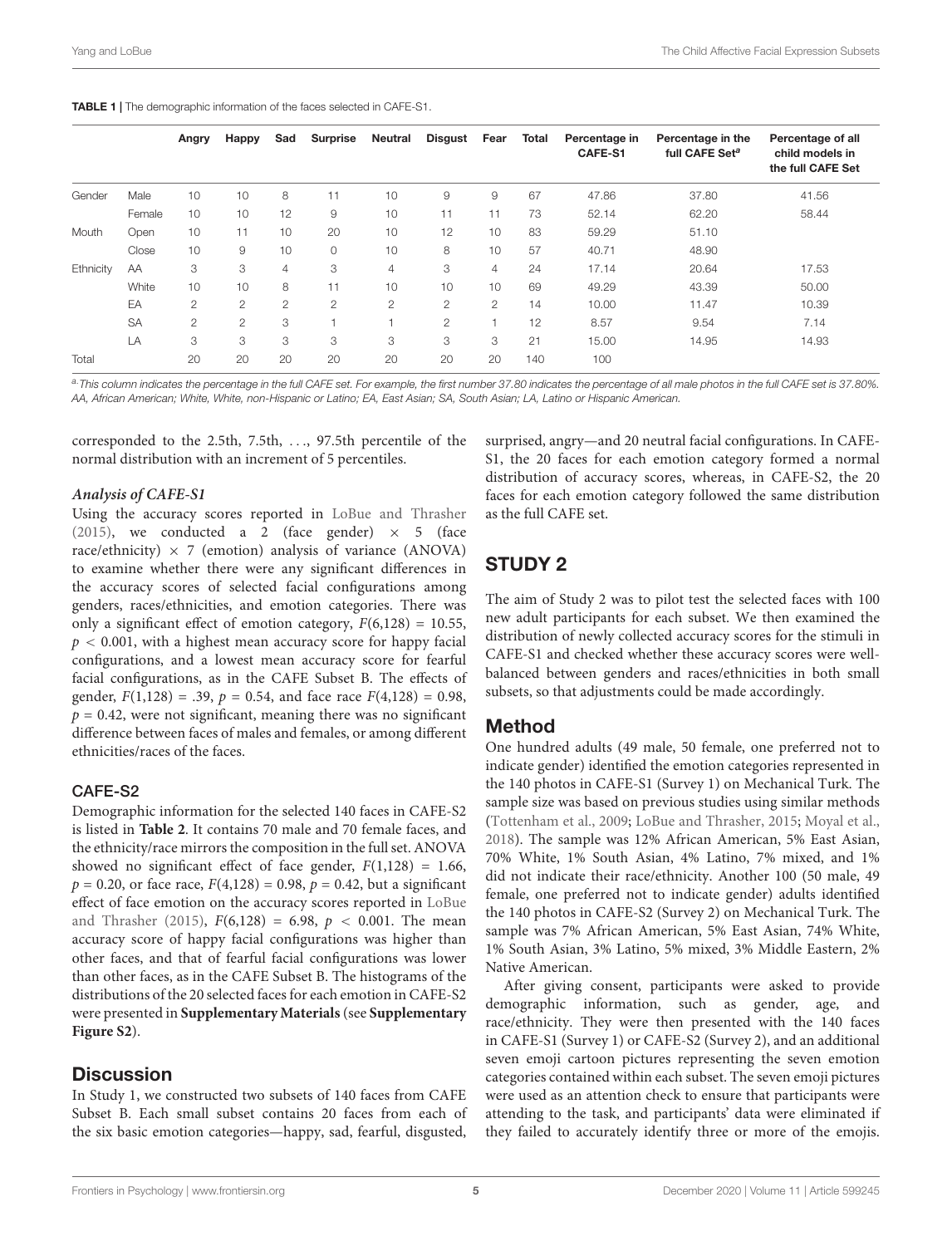**TABLE 1 |** The demographic information of the faces selected in CAFE-S1.

| | | Angry | Happy | Sad | Surprise | Neutral | Disgust | Fear | Total | Percentage in CAFE-S1 | Percentage in the full CAFE Set[a] | Percentage of all child models in the full CAFE Set |
|---|---|---|---|---|---|---|---|---|---|---|---|---|
| Gender | Male | 10 | 10 | 8 | 11 | 10 | 9 | 9 | 67 | 47.86 | 37.80 | 41.56 |
| | Female | 10 | 10 | 12 | 9 | 10 | 11 | 11 | 73 | 52.14 | 62.20 | 58.44 |
| Mouth | Open | 10 | 11 | 10 | 20 | 10 | 12 | 10 | 83 | 59.29 | 51.10 | |
| | Close | 10 | 9 | 10 | 0 | 10 | 8 | 10 | 57 | 40.71 | 48.90 | |
| Ethnicity | AA | 3 | 3 | 4 | 3 | 4 | 3 | 4 | 24 | 17.14 | 20.64 | 17.53 |
| | White | 10 | 10 | 8 | 11 | 10 | 10 | 10 | 69 | 49.29 | 43.39 | 50.00 |
| | EA | 2 | 2 | 2 | 2 | 2 | 2 | 2 | 14 | 10.00 | 11.47 | 10.39 |
| | SA | 2 | 2 | 3 | 1 | 1 | 2 | 1 | 12 | 8.57 | 9.54 | 7.14 |
| | LA | 3 | 3 | 3 | 3 | 3 | 3 | 3 | 21 | 15.00 | 14.95 | 14.93 |
| Total | | 20 | 20 | 20 | 20 | 20 | 20 | 20 | 140 | 100 | | |

[a] This column indicates the percentage in the full CAFE set. For example, the first number 37.80 indicates the percentage of all male photos in the full CAFE set is 37.80%. AA, African American; White, White, non-Hispanic or Latino; EA, East Asian; SA, South Asian; LA, Latino or Hispanic American.

corresponded to the 2.5th, 7.5th, ..., 97.5th percentile of the normal distribution with an increment of 5 percentiles.

#### *Analysis of CAFE-S1*

Using the accuracy scores reported in LoBue and Thrasher (2015), we conducted a 2 (face gender) × 5 (face race/ethnicity) × 7 (emotion) analysis of variance (ANOVA) to examine whether there were any significant differences in the accuracy scores of selected facial configurations among genders, races/ethnicities, and emotion categories. There was only a significant effect of emotion category, $F(6,128) = 10.55$, $p < 0.001$, with a highest mean accuracy score for happy facial configurations, and a lowest mean accuracy score for fearful facial configurations, as in the CAFE Subset B. The effects of gender, $F(1,128) = .39$, $p = 0.54$, and face race $F(4,128) = 0.98$, $p = 0.42$, were not significant, meaning there was no significant difference between faces of males and females, or among different ethnicities/races of the faces.

### CAFE-S2

Demographic information for the selected 140 faces in CAFE-S2 is listed in **Table 2**. It contains 70 male and 70 female faces, and the ethnicity/race mirrors the composition in the full set. ANOVA showed no significant effect of face gender, $F(1,128) = 1.66$, $p = 0.20$, or face race, $F(4,128) = 0.98$, $p = 0.42$, but a significant effect of face emotion on the accuracy scores reported in LoBue and Thrasher (2015), $F(6,128) = 6.98$, $p < 0.001$. The mean accuracy score of happy facial configurations was higher than other faces, and that of fearful facial configurations was lower than other faces, as in the CAFE Subset B. The histograms of the distributions of the 20 selected faces for each emotion in CAFE-S2 were presented in **Supplementary Materials** (see **Supplementary Figure S2**).

## Discussion

In Study 1, we constructed two subsets of 140 faces from CAFE Subset B. Each small subset contains 20 faces from each of the six basic emotion categories—happy, sad, fearful, disgusted, surprised, angry—and 20 neutral facial configurations. In CAFE-S1, the 20 faces for each emotion category formed a normal distribution of accuracy scores, whereas, in CAFE-S2, the 20 faces for each emotion category followed the same distribution as the full CAFE set.

# STUDY 2

The aim of Study 2 was to pilot test the selected faces with 100 new adult participants for each subset. We then examined the distribution of newly collected accuracy scores for the stimuli in CAFE-S1 and checked whether these accuracy scores were well-balanced between genders and races/ethnicities in both small subsets, so that adjustments could be made accordingly.

## Method

One hundred adults (49 male, 50 female, one preferred not to indicate gender) identified the emotion categories represented in the 140 photos in CAFE-S1 (Survey 1) on Mechanical Turk. The sample size was based on previous studies using similar methods (Tottenham et al., 2009; LoBue and Thrasher, 2015; Moyal et al., 2018). The sample was 12% African American, 5% East Asian, 70% White, 1% South Asian, 4% Latino, 7% mixed, and 1% did not indicate their race/ethnicity. Another 100 (50 male, 49 female, one preferred not to indicate gender) adults identified the 140 photos in CAFE-S2 (Survey 2) on Mechanical Turk. The sample was 7% African American, 5% East Asian, 74% White, 1% South Asian, 3% Latino, 5% mixed, 3% Middle Eastern, 2% Native American.

After giving consent, participants were asked to provide demographic information, such as gender, age, and race/ethnicity. They were then presented with the 140 faces in CAFE-S1 (Survey 1) or CAFE-S2 (Survey 2), and an additional seven emoji cartoon pictures representing the seven emotion categories contained within each subset. The seven emoji pictures were used as an attention check to ensure that participants were attending to the task, and participants' data were eliminated if they failed to accurately identify three or more of the emojis.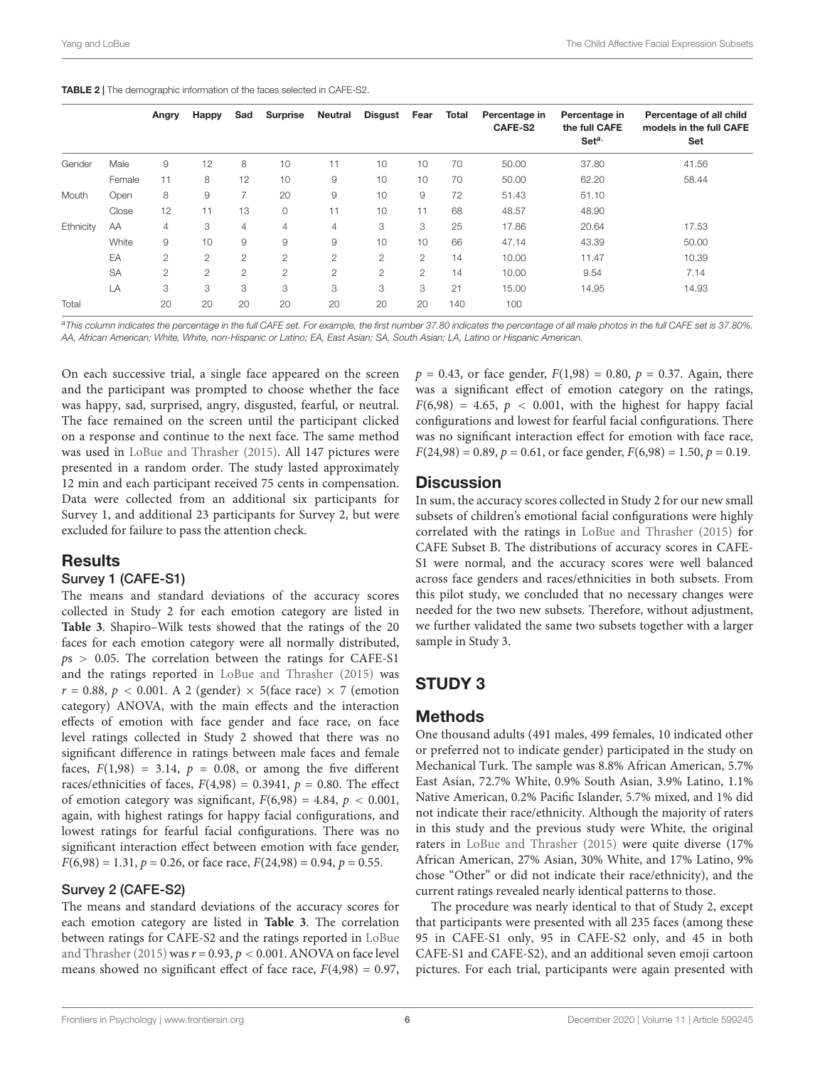**TABLE 2 |** The demographic information of the faces selected in CAFE-S2.

| | | Angry | Happy | Sad | Surprise | Neutral | Disgust | Fear | Total | Percentage in CAFE-S2 | Percentage in the full CAFE Set[a] | Percentage of all child models in the full CAFE Set |
|---|---|---|---|---|---|---|---|---|---|---|---|---|
| Gender | Male | 9 | 12 | 8 | 10 | 11 | 10 | 10 | 70 | 50.00 | 37.80 | 41.56 |
| | Female | 11 | 8 | 12 | 10 | 9 | 10 | 10 | 70 | 50.00 | 62.20 | 58.44 |
| Mouth | Open | 8 | 9 | 7 | 20 | 9 | 10 | 9 | 72 | 51.43 | 51.10 | |
| | Close | 12 | 11 | 13 | 0 | 11 | 10 | 11 | 68 | 48.57 | 48.90 | |
| Ethnicity | AA | 4 | 3 | 4 | 4 | 4 | 3 | 3 | 25 | 17.86 | 20.64 | 17.53 |
| | White | 9 | 10 | 9 | 9 | 9 | 10 | 10 | 66 | 47.14 | 43.39 | 50.00 |
| | EA | 2 | 2 | 2 | 2 | 2 | 2 | 2 | 14 | 10.00 | 11.47 | 10.39 |
| | SA | 2 | 2 | 2 | 2 | 2 | 2 | 2 | 14 | 10.00 | 9.54 | 7.14 |
| | LA | 3 | 3 | 3 | 3 | 3 | 3 | 3 | 21 | 15.00 | 14.95 | 14.93 |
| Total | | 20 | 20 | 20 | 20 | 20 | 20 | 20 | 140 | 100 | | |

[a]This column indicates the percentage in the full CAFE set. For example, the first number 37.80 indicates the percentage of all male photos in the full CAFE set is 37.80%. AA, African American; White, White, non-Hispanic or Latino; EA, East Asian; SA, South Asian; LA, Latino or Hispanic American.

On each successive trial, a single face appeared on the screen and the participant was prompted to choose whether the face was happy, sad, surprised, angry, disgusted, fearful, or neutral. The face remained on the screen until the participant clicked on a response and continue to the next face. The same method was used in LoBue and Thrasher (2015). All 147 pictures were presented in a random order. The study lasted approximately 12 min and each participant received 75 cents in compensation. Data were collected from an additional six participants for Survey 1, and additional 23 participants for Survey 2, but were excluded for failure to pass the attention check.

## Results

### Survey 1 (CAFE-S1)

The means and standard deviations of the accuracy scores collected in Study 2 for each emotion category are listed in **Table 3**. Shapiro–Wilk tests showed that the ratings of the 20 faces for each emotion category were all normally distributed, $ps > 0.05$. The correlation between the ratings for CAFE-S1 and the ratings reported in LoBue and Thrasher (2015) was $r = 0.88$, $p < 0.001$. A 2 (gender) × 5(face race) × 7 (emotion category) ANOVA, with the main effects and the interaction effects of emotion with face gender and face race, on face level ratings collected in Study 2 showed that there was no significant difference in ratings between male faces and female faces, $F(1,98) = 3.14$, $p = 0.08$, or among the five different races/ethnicities of faces, $F(4,98) = 0.3941$, $p = 0.80$. The effect of emotion category was significant, $F(6,98) = 4.84$, $p < 0.001$, again, with highest ratings for happy facial configurations, and lowest ratings for fearful facial configurations. There was no significant interaction effect between emotion with face gender, $F(6,98) = 1.31$, $p = 0.26$, or face race, $F(24,98) = 0.94$, $p = 0.55$.

### Survey 2 (CAFE-S2)

The means and standard deviations of the accuracy scores for each emotion category are listed in **Table 3**. The correlation between ratings for CAFE-S2 and the ratings reported in LoBue and Thrasher (2015) was $r = 0.93$, $p < 0.001$. ANOVA on face level means showed no significant effect of face race, $F(4,98) = 0.97$, $p = 0.43$, or face gender, $F(1,98) = 0.80$, $p = 0.37$. Again, there was a significant effect of emotion category on the ratings, $F(6,98) = 4.65$, $p < 0.001$, with the highest for happy facial configurations and lowest for fearful facial configurations. There was no significant interaction effect for emotion with face race, $F(24,98) = 0.89$, $p = 0.61$, or face gender, $F(6,98) = 1.50$, $p = 0.19$.

## Discussion

In sum, the accuracy scores collected in Study 2 for our new small subsets of children's emotional facial configurations were highly correlated with the ratings in LoBue and Thrasher (2015) for CAFE Subset B. The distributions of accuracy scores in CAFE-S1 were normal, and the accuracy scores were well balanced across face genders and races/ethnicities in both subsets. From this pilot study, we concluded that no necessary changes were needed for the two new subsets. Therefore, without adjustment, we further validated the same two subsets together with a larger sample in Study 3.

# STUDY 3

## Methods

One thousand adults (491 males, 499 females, 10 indicated other or preferred not to indicate gender) participated in the study on Mechanical Turk. The sample was 8.8% African American, 5.7% East Asian, 72.7% White, 0.9% South Asian, 3.9% Latino, 1.1% Native American, 0.2% Pacific Islander, 5.7% mixed, and 1% did not indicate their race/ethnicity. Although the majority of raters in this study and the previous study were White, the original raters in LoBue and Thrasher (2015) were quite diverse (17% African American, 27% Asian, 30% White, and 17% Latino, 9% chose "Other" or did not indicate their race/ethnicity), and the current ratings revealed nearly identical patterns to those.

The procedure was nearly identical to that of Study 2, except that participants were presented with all 235 faces (among these 95 in CAFE-S1 only, 95 in CAFE-S2 only, and 45 in both CAFE-S1 and CAFE-S2), and an additional seven emoji cartoon pictures. For each trial, participants were again presented with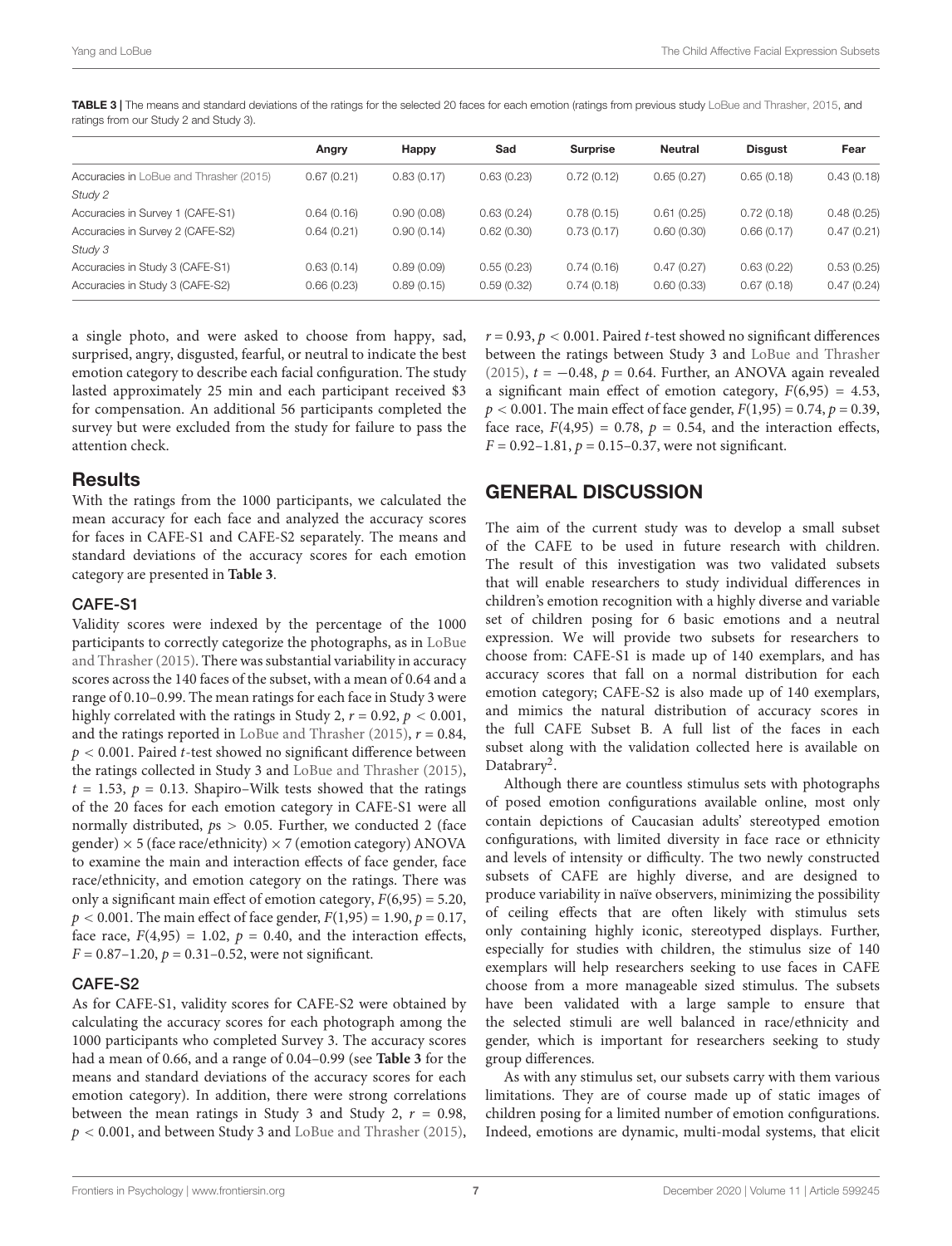**TABLE 3 |** The means and standard deviations of the ratings for the selected 20 faces for each emotion (ratings from previous study LoBue and Thrasher, 2015, and ratings from our Study 2 and Study 3).

| | Angry | Happy | Sad | Surprise | Neutral | Disgust | Fear |
|---|---|---|---|---|---|---|---|
| Accuracies in LoBue and Thrasher (2015) | 0.67 (0.21) | 0.83 (0.17) | 0.63 (0.23) | 0.72 (0.12) | 0.65 (0.27) | 0.65 (0.18) | 0.43 (0.18) |
| *Study 2* | | | | | | | |
| Accuracies in Survey 1 (CAFE-S1) | 0.64 (0.16) | 0.90 (0.08) | 0.63 (0.24) | 0.78 (0.15) | 0.61 (0.25) | 0.72 (0.18) | 0.48 (0.25) |
| Accuracies in Survey 2 (CAFE-S2) | 0.64 (0.21) | 0.90 (0.14) | 0.62 (0.30) | 0.73 (0.17) | 0.60 (0.30) | 0.66 (0.17) | 0.47 (0.21) |
| *Study 3* | | | | | | | |
| Accuracies in Study 3 (CAFE-S1) | 0.63 (0.14) | 0.89 (0.09) | 0.55 (0.23) | 0.74 (0.16) | 0.47 (0.27) | 0.63 (0.22) | 0.53 (0.25) |
| Accuracies in Study 3 (CAFE-S2) | 0.66 (0.23) | 0.89 (0.15) | 0.59 (0.32) | 0.74 (0.18) | 0.60 (0.33) | 0.67 (0.18) | 0.47 (0.24) |

a single photo, and were asked to choose from happy, sad, surprised, angry, disgusted, fearful, or neutral to indicate the best emotion category to describe each facial configuration. The study lasted approximately 25 min and each participant received $3 for compensation. An additional 56 participants completed the survey but were excluded from the study for failure to pass the attention check.

## Results

With the ratings from the 1000 participants, we calculated the mean accuracy for each face and analyzed the accuracy scores for faces in CAFE-S1 and CAFE-S2 separately. The means and standard deviations of the accuracy scores for each emotion category are presented in **Table 3**.

### CAFE-S1

Validity scores were indexed by the percentage of the 1000 participants to correctly categorize the photographs, as in LoBue and Thrasher (2015). There was substantial variability in accuracy scores across the 140 faces of the subset, with a mean of 0.64 and a range of 0.10–0.99. The mean ratings for each face in Study 3 were highly correlated with the ratings in Study 2, $r = 0.92$, $p < 0.001$, and the ratings reported in LoBue and Thrasher (2015), $r = 0.84$, $p < 0.001$. Paired $t$-test showed no significant difference between the ratings collected in Study 3 and LoBue and Thrasher (2015), $t = 1.53$, $p = 0.13$. Shapiro–Wilk tests showed that the ratings of the 20 faces for each emotion category in CAFE-S1 were all normally distributed, $p$s $> 0.05$. Further, we conducted 2 (face gender) × 5 (face race/ethnicity) × 7 (emotion category) ANOVA to examine the main and interaction effects of face gender, face race/ethnicity, and emotion category on the ratings. There was only a significant main effect of emotion category, $F(6,95) = 5.20$, $p < 0.001$. The main effect of face gender, $F(1,95) = 1.90$, $p = 0.17$, face race, $F(4,95) = 1.02$, $p = 0.40$, and the interaction effects, $F = 0.87–1.20$, $p = 0.31–0.52$, were not significant.

### CAFE-S2

As for CAFE-S1, validity scores for CAFE-S2 were obtained by calculating the accuracy scores for each photograph among the 1000 participants who completed Survey 3. The accuracy scores had a mean of 0.66, and a range of 0.04–0.99 (see **Table 3** for the means and standard deviations of the accuracy scores for each emotion category). In addition, there were strong correlations between the mean ratings in Study 3 and Study 2, $r = 0.98$, $p < 0.001$, and between Study 3 and LoBue and Thrasher (2015), $r = 0.93$, $p < 0.001$. Paired $t$-test showed no significant differences between the ratings between Study 3 and LoBue and Thrasher (2015), $t = -0.48$, $p = 0.64$. Further, an ANOVA again revealed a significant main effect of emotion category, $F(6,95) = 4.53$, $p < 0.001$. The main effect of face gender, $F(1,95) = 0.74$, $p = 0.39$, face race, $F(4,95) = 0.78$, $p = 0.54$, and the interaction effects, $F = 0.92–1.81$, $p = 0.15–0.37$, were not significant.

## GENERAL DISCUSSION

The aim of the current study was to develop a small subset of the CAFE to be used in future research with children. The result of this investigation was two validated subsets that will enable researchers to study individual differences in children's emotion recognition with a highly diverse and variable set of children posing for 6 basic emotions and a neutral expression. We will provide two subsets for researchers to choose from: CAFE-S1 is made up of 140 exemplars, and has accuracy scores that fall on a normal distribution for each emotion category; CAFE-S2 is also made up of 140 exemplars, and mimics the natural distribution of accuracy scores in the full CAFE Subset B. A full list of the faces in each subset along with the validation collected here is available on Databrary[2].

Although there are countless stimulus sets with photographs of posed emotion configurations available online, most only contain depictions of Caucasian adults' stereotyped emotion configurations, with limited diversity in face race or ethnicity and levels of intensity or difficulty. The two newly constructed subsets of CAFE are highly diverse, and are designed to produce variability in naïve observers, minimizing the possibility of ceiling effects that are often likely with stimulus sets only containing highly iconic, stereotyped displays. Further, especially for studies with children, the stimulus size of 140 exemplars will help researchers seeking to use faces in CAFE choose from a more manageable sized stimulus. The subsets have been validated with a large sample to ensure that the selected stimuli are well balanced in race/ethnicity and gender, which is important for researchers seeking to study group differences.

As with any stimulus set, our subsets carry with them various limitations. They are of course made up of static images of children posing for a limited number of emotion configurations. Indeed, emotions are dynamic, multi-modal systems, that elicit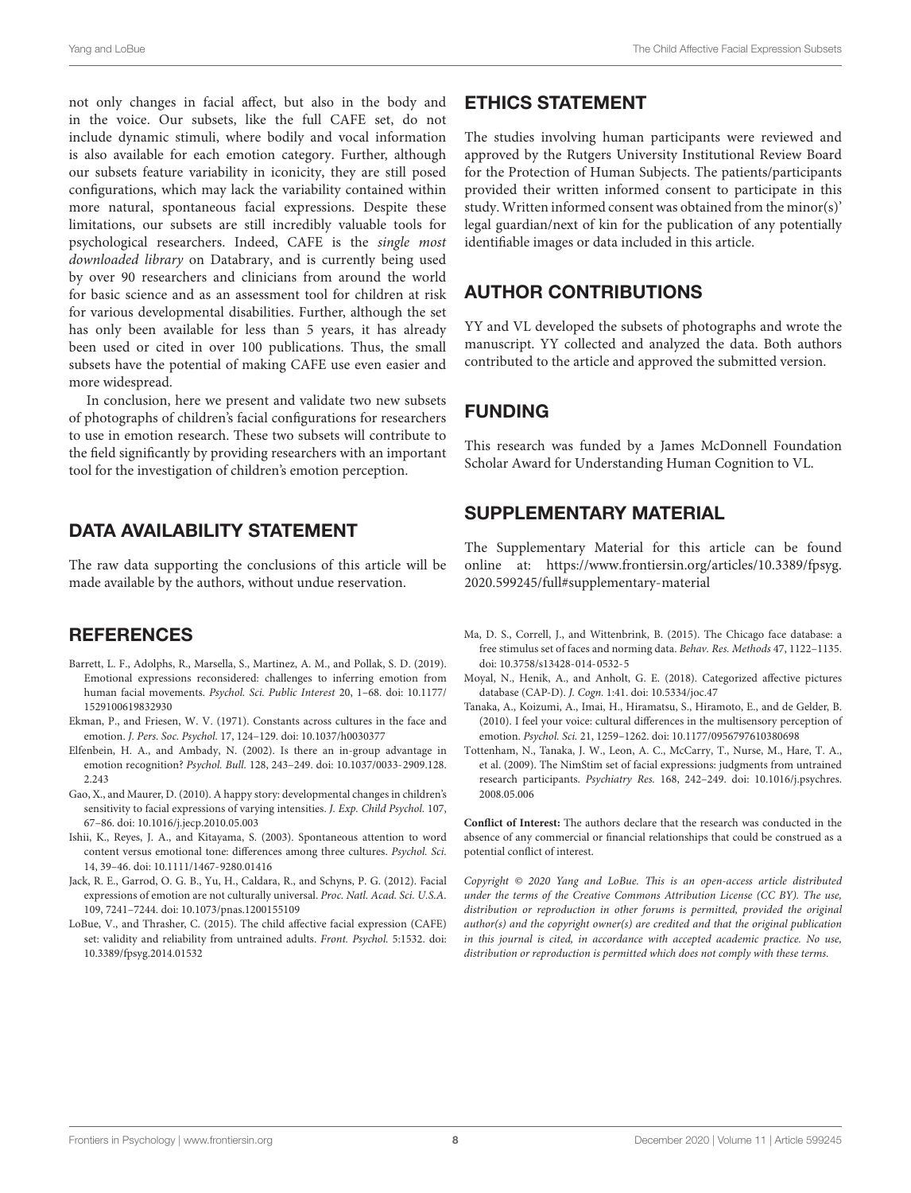not only changes in facial affect, but also in the body and in the voice. Our subsets, like the full CAFE set, do not include dynamic stimuli, where bodily and vocal information is also available for each emotion category. Further, although our subsets feature variability in iconicity, they are still posed configurations, which may lack the variability contained within more natural, spontaneous facial expressions. Despite these limitations, our subsets are still incredibly valuable tools for psychological researchers. Indeed, CAFE is the *single most downloaded library* on Databrary, and is currently being used by over 90 researchers and clinicians from around the world for basic science and as an assessment tool for children at risk for various developmental disabilities. Further, although the set has only been available for less than 5 years, it has already been used or cited in over 100 publications. Thus, the small subsets have the potential of making CAFE use even easier and more widespread.

In conclusion, here we present and validate two new subsets of photographs of children's facial configurations for researchers to use in emotion research. These two subsets will contribute to the field significantly by providing researchers with an important tool for the investigation of children's emotion perception.

## DATA AVAILABILITY STATEMENT

The raw data supporting the conclusions of this article will be made available by the authors, without undue reservation.

## ETHICS STATEMENT

The studies involving human participants were reviewed and approved by the Rutgers University Institutional Review Board for the Protection of Human Subjects. The patients/participants provided their written informed consent to participate in this study. Written informed consent was obtained from the minor(s)' legal guardian/next of kin for the publication of any potentially identifiable images or data included in this article.

## AUTHOR CONTRIBUTIONS

YY and VL developed the subsets of photographs and wrote the manuscript. YY collected and analyzed the data. Both authors contributed to the article and approved the submitted version.

## FUNDING

This research was funded by a James McDonnell Foundation Scholar Award for Understanding Human Cognition to VL.

## SUPPLEMENTARY MATERIAL

The Supplementary Material for this article can be found online at: https://www.frontiersin.org/articles/10.3389/fpsyg.2020.599245/full#supplementary-material

## REFERENCES

Barrett, L. F., Adolphs, R., Marsella, S., Martinez, A. M., and Pollak, S. D. (2019). Emotional expressions reconsidered: challenges to inferring emotion from human facial movements. *Psychol. Sci. Public Interest* 20, 1–68. doi: 10.1177/1529100619832930

Ekman, P., and Friesen, W. V. (1971). Constants across cultures in the face and emotion. *J. Pers. Soc. Psychol.* 17, 124–129. doi: 10.1037/h0030377

Elfenbein, H. A., and Ambady, N. (2002). Is there an in-group advantage in emotion recognition? *Psychol. Bull.* 128, 243–249. doi: 10.1037/0033-2909.128.2.243

Gao, X., and Maurer, D. (2010). A happy story: developmental changes in children's sensitivity to facial expressions of varying intensities. *J. Exp. Child Psychol.* 107, 67–86. doi: 10.1016/j.jecp.2010.05.003

Ishii, K., Reyes, J. A., and Kitayama, S. (2003). Spontaneous attention to word content versus emotional tone: differences among three cultures. *Psychol. Sci.* 14, 39–46. doi: 10.1111/1467-9280.01416

Jack, R. E., Garrod, O. G. B., Yu, H., Caldara, R., and Schyns, P. G. (2012). Facial expressions of emotion are not culturally universal. *Proc. Natl. Acad. Sci. U.S.A.* 109, 7241–7244. doi: 10.1073/pnas.1200155109

LoBue, V., and Thrasher, C. (2015). The child affective facial expression (CAFE) set: validity and reliability from untrained adults. *Front. Psychol.* 5:1532. doi: 10.3389/fpsyg.2014.01532

Ma, D. S., Correll, J., and Wittenbrink, B. (2015). The Chicago face database: a free stimulus set of faces and norming data. *Behav. Res. Methods* 47, 1122–1135. doi: 10.3758/s13428-014-0532-5

Moyal, N., Henik, A., and Anholt, G. E. (2018). Categorized affective pictures database (CAP-D). *J. Cogn.* 1:41. doi: 10.5334/joc.47

Tanaka, A., Koizumi, A., Imai, H., Hiramatsu, S., Hiramoto, E., and de Gelder, B. (2010). I feel your voice: cultural differences in the multisensory perception of emotion. *Psychol. Sci.* 21, 1259–1262. doi: 10.1177/0956797610380698

Tottenham, N., Tanaka, J. W., Leon, A. C., McCarry, T., Nurse, M., Hare, T. A., et al. (2009). The NimStim set of facial expressions: judgments from untrained research participants. *Psychiatry Res.* 168, 242–249. doi: 10.1016/j.psychres.2008.05.006

**Conflict of Interest:** The authors declare that the research was conducted in the absence of any commercial or financial relationships that could be construed as a potential conflict of interest.

*Copyright © 2020 Yang and LoBue. This is an open-access article distributed under the terms of the Creative Commons Attribution License (CC BY). The use, distribution or reproduction in other forums is permitted, provided the original author(s) and the copyright owner(s) are credited and that the original publication in this journal is cited, in accordance with accepted academic practice. No use, distribution or reproduction is permitted which does not comply with these terms.*